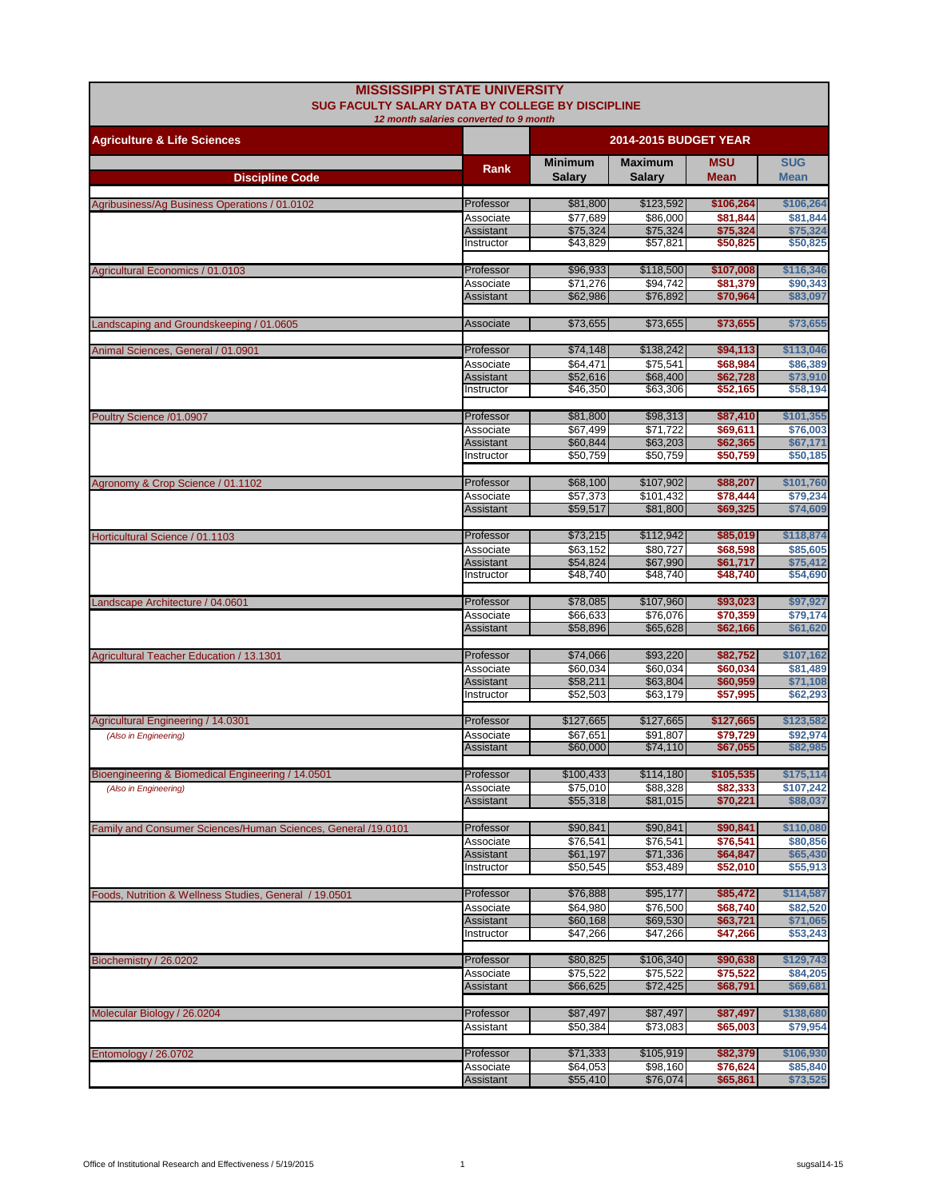# MISSISSIPPI STATE UNIVERSITY

## SUG FACULTY SALARY DATA BY COLLEGE BY DISCIPLINE

*12 month salaries converted to 9 month*

| Agriculture & Life Sciences | | 2014-2015 BUDGET YEAR | | | |
|---|---|---|---|---|---|
| **Discipline Code** | **Rank** | **Minimum Salary** | **Maximum Salary** | **MSU Mean** | **SUG Mean** |
| Agribusiness/Ag Business Operations / 01.0102 | Professor | $81,800 | $123,592 | $106,264 | $106,264 |
| | Associate | $77,689 | $86,000 | $81,844 | $81,844 |
| | Assistant | $75,324 | $75,324 | $75,324 | $75,324 |
| | Instructor | $43,829 | $57,821 | $50,825 | $50,825 |
| Agricultural Economics / 01.0103 | Professor | $96,933 | $118,500 | $107,008 | $116,346 |
| | Associate | $71,276 | $94,742 | $81,379 | $90,343 |
| | Assistant | $62,986 | $76,892 | $70,964 | $83,097 |
| Landscaping and Groundskeeping / 01.0605 | Associate | $73,655 | $73,655 | $73,655 | $73,655 |
| Animal Sciences, General / 01.0901 | Professor | $74,148 | $138,242 | $94,113 | $113,046 |
| | Associate | $64,471 | $75,541 | $68,984 | $86,389 |
| | Assistant | $52,616 | $68,400 | $62,728 | $73,910 |
| | Instructor | $46,350 | $63,306 | $52,165 | $58,194 |
| Poultry Science /01.0907 | Professor | $81,800 | $98,313 | $87,410 | $101,355 |
| | Associate | $67,499 | $71,722 | $69,611 | $76,003 |
| | Assistant | $60,844 | $63,203 | $62,365 | $67,171 |
| | Instructor | $50,759 | $50,759 | $50,759 | $50,185 |
| Agronomy & Crop Science / 01.1102 | Professor | $68,100 | $107,902 | $88,207 | $101,760 |
| | Associate | $57,373 | $101,432 | $78,444 | $79,234 |
| | Assistant | $59,517 | $81,800 | $69,325 | $74,609 |
| Horticultural Science / 01.1103 | Professor | $73,215 | $112,942 | $85,019 | $118,874 |
| | Associate | $63,152 | $80,727 | $68,598 | $85,605 |
| | Assistant | $54,824 | $67,990 | $61,717 | $75,412 |
| | Instructor | $48,740 | $48,740 | $48,740 | $54,690 |
| Landscape Architecture / 04.0601 | Professor | $78,085 | $107,960 | $93,023 | $97,927 |
| | Associate | $66,633 | $76,076 | $70,359 | $79,174 |
| | Assistant | $58,896 | $65,628 | $62,166 | $61,620 |
| Agricultural Teacher Education / 13.1301 | Professor | $74,066 | $93,220 | $82,752 | $107,162 |
| | Associate | $60,034 | $60,034 | $60,034 | $81,489 |
| | Assistant | $58,211 | $63,804 | $60,959 | $71,108 |
| | Instructor | $52,503 | $63,179 | $57,995 | $62,293 |
| Agricultural Engineering / 14.0301 | Professor | $127,665 | $127,665 | $127,665 | $123,582 |
| *(Also in Engineering)* | Associate | $67,651 | $91,807 | $79,729 | $92,974 |
| | Assistant | $60,000 | $74,110 | $67,055 | $82,985 |
| Bioengineering & Biomedical Engineering / 14.0501 | Professor | $100,433 | $114,180 | $105,535 | $175,114 |
| *(Also in Engineering)* | Associate | $75,010 | $88,328 | $82,333 | $107,242 |
| | Assistant | $55,318 | $81,015 | $70,221 | $88,037 |
| Family and Consumer Sciences/Human Sciences, General /19.0101 | Professor | $90,841 | $90,841 | $90,841 | $110,080 |
| | Associate | $76,541 | $76,541 | $76,541 | $80,856 |
| | Assistant | $61,197 | $71,336 | $64,847 | $65,430 |
| | Instructor | $50,545 | $53,489 | $52,010 | $55,913 |
| Foods, Nutrition & Wellness Studies, General / 19.0501 | Professor | $76,888 | $95,177 | $85,472 | $114,587 |
| | Associate | $64,980 | $76,500 | $68,740 | $82,520 |
| | Assistant | $60,168 | $69,530 | $63,721 | $71,065 |
| | Instructor | $47,266 | $47,266 | $47,266 | $53,243 |
| Biochemistry / 26.0202 | Professor | $80,825 | $106,340 | $90,638 | $129,743 |
| | Associate | $75,522 | $75,522 | $75,522 | $84,205 |
| | Assistant | $66,625 | $72,425 | $68,791 | $69,681 |
| Molecular Biology / 26.0204 | Professor | $87,497 | $87,497 | $87,497 | $138,680 |
| | Assistant | $50,384 | $73,083 | $65,003 | $79,954 |
| Entomology / 26.0702 | Professor | $71,333 | $105,919 | $82,379 | $106,930 |
| | Associate | $64,053 | $98,160 | $76,624 | $85,840 |
| | Assistant | $55,410 | $76,074 | $65,861 | $73,525 |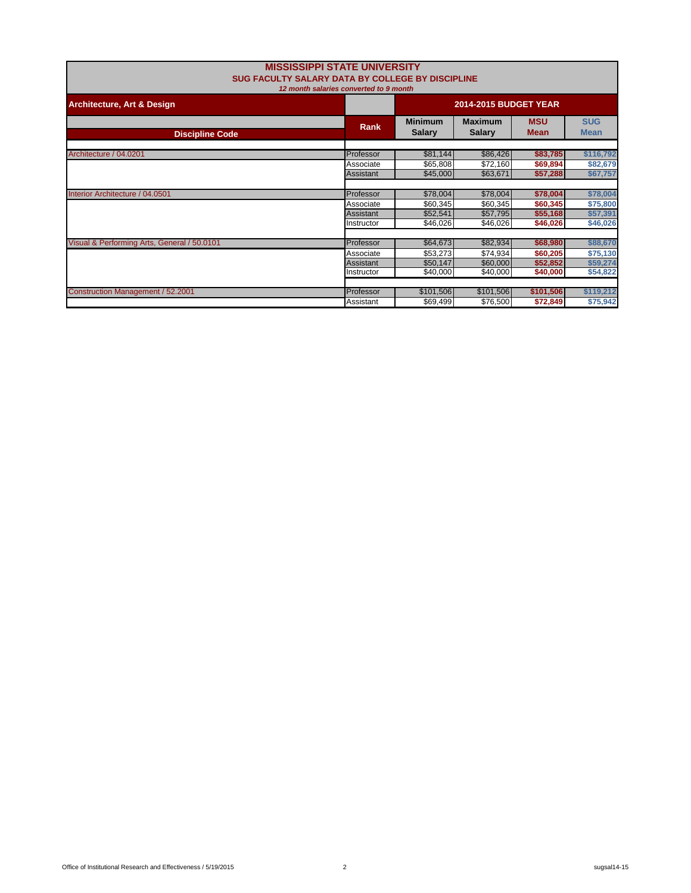# MISSISSIPPI STATE UNIVERSITY

## SUG FACULTY SALARY DATA BY COLLEGE BY DISCIPLINE

*12 month salaries converted to 9 month*

| Architecture, Art & Design | | 2014-2015 BUDGET YEAR | | | |
|---|---|---|---|---|---|
| **Discipline Code** | **Rank** | **Minimum Salary** | **Maximum Salary** | **MSU Mean** | **SUG Mean** |
| Architecture / 04.0201 | Professor | $81,144 | $86,426 | $83,785 | $116,792 |
| | Associate | $65,808 | $72,160 | $69,894 | $82,679 |
| | Assistant | $45,000 | $63,671 | $57,288 | $67,757 |
| Interior Architecture / 04.0501 | Professor | $78,004 | $78,004 | $78,004 | $78,004 |
| | Associate | $60,345 | $60,345 | $60,345 | $75,800 |
| | Assistant | $52,541 | $57,795 | $55,168 | $57,391 |
| | Instructor | $46,026 | $46,026 | $46,026 | $46,026 |
| Visual & Performing Arts, General / 50.0101 | Professor | $64,673 | $82,934 | $68,980 | $88,670 |
| | Associate | $53,273 | $74,934 | $60,205 | $75,130 |
| | Assistant | $50,147 | $60,000 | $52,852 | $59,274 |
| | Instructor | $40,000 | $40,000 | $40,000 | $54,822 |
| Construction Management / 52.2001 | Professor | $101,506 | $101,506 | $101,506 | $119,212 |
| | Assistant | $69,499 | $76,500 | $72,849 | $75,942 |

Office of Institutional Research and Effectiveness / 5/19/2015 sugsal14-15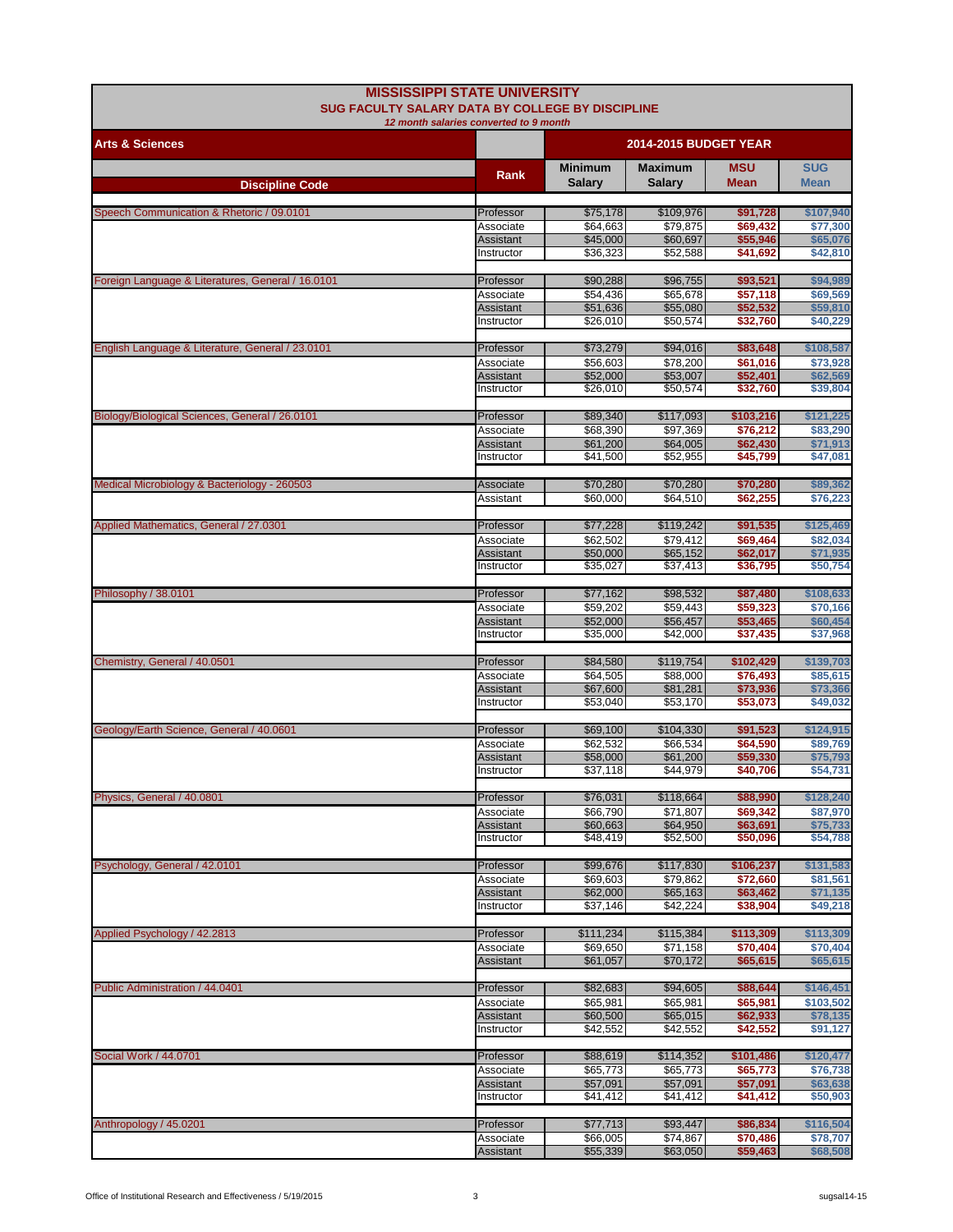# MISSISSIPPI STATE UNIVERSITY

## SUG FACULTY SALARY DATA BY COLLEGE BY DISCIPLINE

*12 month salaries converted to 9 month*

| Arts & Sciences | | 2014-2015 BUDGET YEAR | | | |
|---|---|---|---|---|---|
| **Discipline Code** | **Rank** | **Minimum Salary** | **Maximum Salary** | **MSU Mean** | **SUG Mean** |
| Speech Communication & Rhetoric / 09.0101 | Professor | $75,178 | $109,976 | $91,728 | $107,940 |
| | Associate | $64,663 | $79,875 | $69,432 | $77,300 |
| | Assistant | $45,000 | $60,697 | $55,946 | $65,076 |
| | Instructor | $36,323 | $52,588 | $41,692 | $42,810 |
| Foreign Language & Literatures, General / 16.0101 | Professor | $90,288 | $96,755 | $93,521 | $94,989 |
| | Associate | $54,436 | $65,678 | $57,118 | $69,569 |
| | Assistant | $51,636 | $55,080 | $52,532 | $59,810 |
| | Instructor | $26,010 | $50,574 | $32,760 | $40,229 |
| English Language & Literature, General / 23.0101 | Professor | $73,279 | $94,016 | $83,648 | $108,587 |
| | Associate | $56,603 | $78,200 | $61,016 | $73,928 |
| | Assistant | $52,000 | $53,007 | $52,401 | $62,569 |
| | Instructor | $26,010 | $50,574 | $32,760 | $39,804 |
| Biology/Biological Sciences, General / 26.0101 | Professor | $89,340 | $117,093 | $103,216 | $121,225 |
| | Associate | $68,390 | $97,369 | $76,212 | $83,290 |
| | Assistant | $61,200 | $64,005 | $62,430 | $71,913 |
| | Instructor | $41,500 | $52,955 | $45,799 | $47,081 |
| Medical Microbiology & Bacteriology - 260503 | Associate | $70,280 | $70,280 | $70,280 | $89,362 |
| | Assistant | $60,000 | $64,510 | $62,255 | $76,223 |
| Applied Mathematics, General / 27.0301 | Professor | $77,228 | $119,242 | $91,535 | $125,469 |
| | Associate | $62,502 | $79,412 | $69,464 | $82,034 |
| | Assistant | $50,000 | $65,152 | $62,017 | $71,935 |
| | Instructor | $35,027 | $37,413 | $36,795 | $50,754 |
| Philosophy / 38.0101 | Professor | $77,162 | $98,532 | $87,480 | $108,633 |
| | Associate | $59,202 | $59,443 | $59,323 | $70,166 |
| | Assistant | $52,000 | $56,457 | $53,465 | $60,454 |
| | Instructor | $35,000 | $42,000 | $37,435 | $37,968 |
| Chemistry, General / 40.0501 | Professor | $84,580 | $119,754 | $102,429 | $139,703 |
| | Associate | $64,505 | $88,000 | $76,493 | $85,615 |
| | Assistant | $67,600 | $81,281 | $73,936 | $73,366 |
| | Instructor | $53,040 | $53,170 | $53,073 | $49,032 |
| Geology/Earth Science, General / 40.0601 | Professor | $69,100 | $104,330 | $91,523 | $124,915 |
| | Associate | $62,532 | $66,534 | $64,590 | $89,769 |
| | Assistant | $58,000 | $61,200 | $59,330 | $75,793 |
| | Instructor | $37,118 | $44,979 | $40,706 | $54,731 |
| Physics, General / 40.0801 | Professor | $76,031 | $118,664 | $88,990 | $128,240 |
| | Associate | $66,790 | $71,807 | $69,342 | $87,970 |
| | Assistant | $60,663 | $64,950 | $63,691 | $75,733 |
| | Instructor | $48,419 | $52,500 | $50,096 | $54,788 |
| Psychology, General / 42.0101 | Professor | $99,676 | $117,830 | $106,237 | $131,583 |
| | Associate | $69,603 | $79,862 | $72,660 | $81,561 |
| | Assistant | $62,000 | $65,163 | $63,462 | $71,135 |
| | Instructor | $37,146 | $42,224 | $38,904 | $49,218 |
| Applied Psychology / 42.2813 | Professor | $111,234 | $115,384 | $113,309 | $113,309 |
| | Associate | $69,650 | $71,158 | $70,404 | $70,404 |
| | Assistant | $61,057 | $70,172 | $65,615 | $65,615 |
| Public Administration / 44.0401 | Professor | $82,683 | $94,605 | $88,644 | $146,451 |
| | Associate | $65,981 | $65,981 | $65,981 | $103,502 |
| | Assistant | $60,500 | $65,015 | $62,933 | $78,135 |
| | Instructor | $42,552 | $42,552 | $42,552 | $91,127 |
| Social Work / 44.0701 | Professor | $88,619 | $114,352 | $101,486 | $120,477 |
| | Associate | $65,773 | $65,773 | $65,773 | $76,738 |
| | Assistant | $57,091 | $57,091 | $57,091 | $63,638 |
| | Instructor | $41,412 | $41,412 | $41,412 | $50,903 |
| Anthropology / 45.0201 | Professor | $77,713 | $93,447 | $86,834 | $116,504 |
| | Associate | $66,005 | $74,867 | $70,486 | $78,707 |
| | Assistant | $55,339 | $63,050 | $59,463 | $68,508 |

Office of Institutional Research and Effectiveness / 5/19/2015 sugsal14-15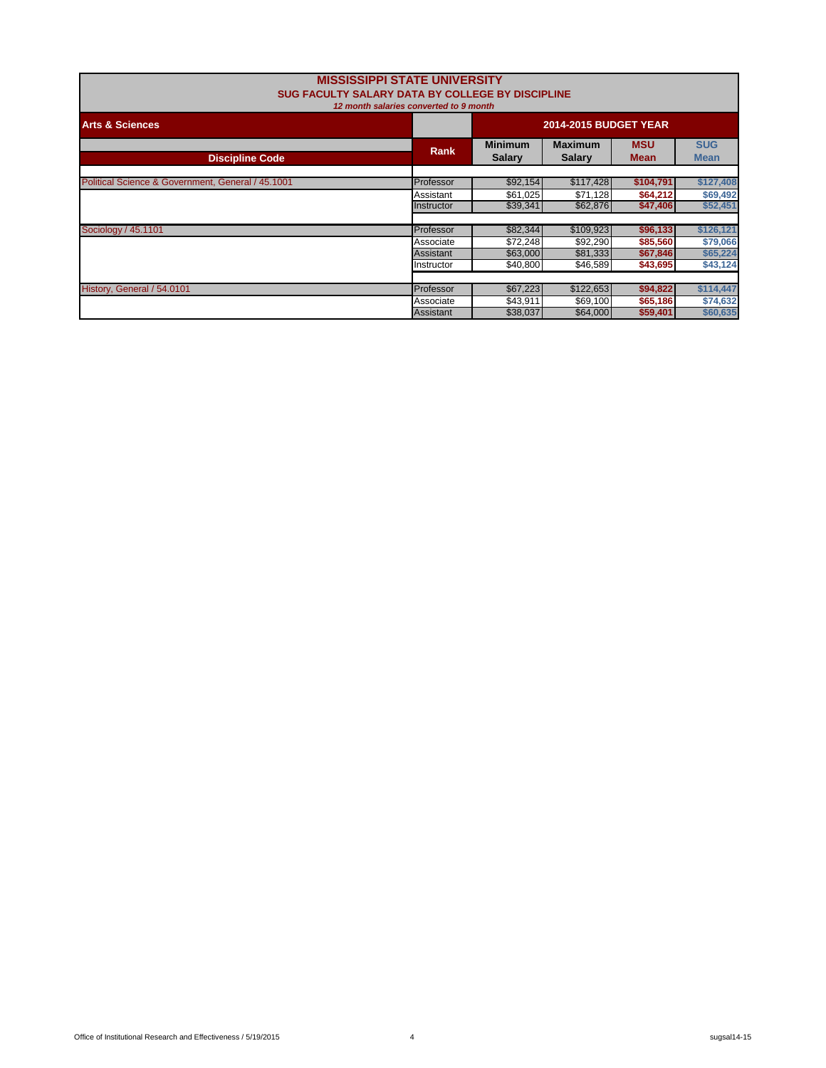# MISSISSIPPI STATE UNIVERSITY
## SUG FACULTY SALARY DATA BY COLLEGE BY DISCIPLINE
*12 month salaries converted to 9 month*

| Arts & Sciences | | 2014-2015 BUDGET YEAR | | | |
|---|---|---|---|---|---|
| **Discipline Code** | **Rank** | **Minimum Salary** | **Maximum Salary** | **MSU Mean** | **SUG Mean** |
| Political Science & Government, General / 45.1001 | Professor | $92,154 | $117,428 | **$104,791** | **$127,408** |
| | Assistant | $61,025 | $71,128 | **$64,212** | **$69,492** |
| | Instructor | $39,341 | $62,876 | **$47,406** | **$52,451** |
| Sociology / 45.1101 | Professor | $82,344 | $109,923 | **$96,133** | **$126,121** |
| | Associate | $72,248 | $92,290 | **$85,560** | **$79,066** |
| | Assistant | $63,000 | $81,333 | **$67,846** | **$65,224** |
| | Instructor | $40,800 | $46,589 | **$43,695** | **$43,124** |
| History, General / 54.0101 | Professor | $67,223 | $122,653 | **$94,822** | **$114,447** |
| | Associate | $43,911 | $69,100 | **$65,186** | **$74,632** |
| | Assistant | $38,037 | $64,000 | **$59,401** | **$60,635** |

Office of Institutional Research and Effectiveness / 5/19/2015 sugsal14-15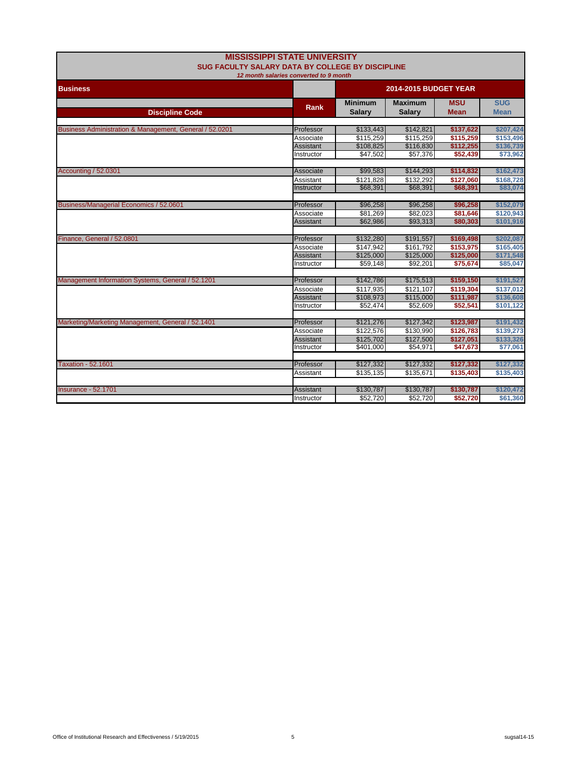# MISSISSIPPI STATE UNIVERSITY

## SUG FACULTY SALARY DATA BY COLLEGE BY DISCIPLINE

*12 month salaries converted to 9 month*

| Business | | 2014-2015 BUDGET YEAR | | | |
|---|---|---|---|---|---|
| Discipline Code | Rank | Minimum Salary | Maximum Salary | MSU Mean | SUG Mean |
| Business Administration & Management, General / 52.0201 | Professor | $133,443 | $142,821 | $137,622 | $207,424 |
| | Associate | $115,259 | $115,259 | $115,259 | $153,496 |
| | Assistant | $108,825 | $116,830 | $112,255 | $136,739 |
| | Instructor | $47,502 | $57,376 | $52,439 | $73,962 |
| Accounting / 52.0301 | Associate | $99,583 | $144,293 | $114,832 | $162,473 |
| | Assistant | $121,828 | $132,292 | $127,060 | $168,728 |
| | Instructor | $68,391 | $68,391 | $68,391 | $83,074 |
| Business/Managerial Economics / 52.0601 | Professor | $96,258 | $96,258 | $96,258 | $152,079 |
| | Associate | $81,269 | $82,023 | $81,646 | $120,943 |
| | Assistant | $62,986 | $93,313 | $80,303 | $101,916 |
| Finance, General / 52.0801 | Professor | $132,280 | $191,557 | $169,498 | $202,087 |
| | Associate | $147,942 | $161,792 | $153,975 | $165,405 |
| | Assistant | $125,000 | $125,000 | $125,000 | $171,548 |
| | Instructor | $59,148 | $92,201 | $75,674 | $85,047 |
| Management Information Systems, General / 52.1201 | Professor | $142,786 | $175,513 | $159,150 | $191,527 |
| | Associate | $117,935 | $121,107 | $119,304 | $137,012 |
| | Assistant | $108,973 | $115,000 | $111,987 | $136,608 |
| | Instructor | $52,474 | $52,609 | $52,541 | $101,122 |
| Marketing/Marketing Management, General / 52.1401 | Professor | $121,276 | $127,342 | $123,987 | $191,432 |
| | Associate | $122,576 | $130,990 | $126,783 | $139,273 |
| | Assistant | $125,702 | $127,500 | $127,051 | $133,326 |
| | Instructor | $401,000 | $54,971 | $47,673 | $77,061 |
| Taxation - 52.1601 | Professor | $127,332 | $127,332 | $127,332 | $127,332 |
| | Assistant | $135,135 | $135,671 | $135,403 | $135,403 |
| Insurance - 52.1701 | Assistant | $130,787 | $130,787 | $130,787 | $120,472 |
| | Instructor | $52,720 | $52,720 | $52,720 | $61,360 |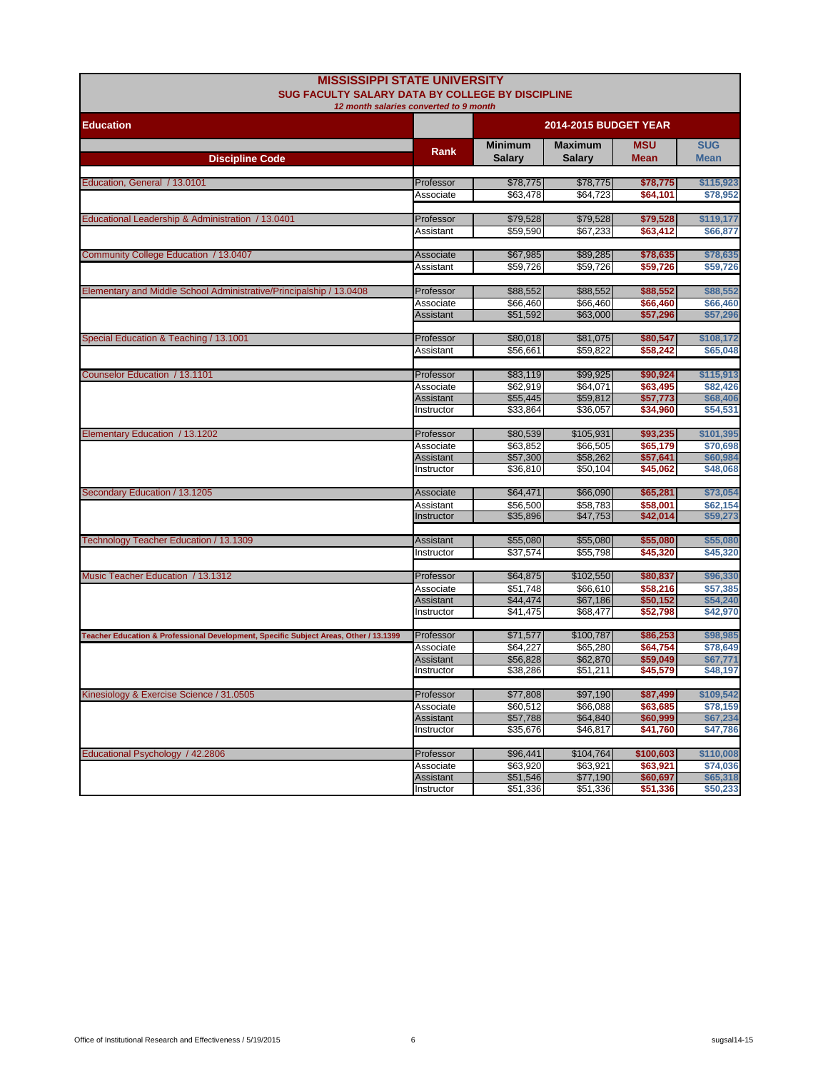# MISSISSIPPI STATE UNIVERSITY

## SUG FACULTY SALARY DATA BY COLLEGE BY DISCIPLINE

*12 month salaries converted to 9 month*

| Education | | 2014-2015 BUDGET YEAR | | | |
|---|---|---|---|---|---|
| **Discipline Code** | **Rank** | **Minimum Salary** | **Maximum Salary** | **MSU Mean** | **SUG Mean** |
| Education, General / 13.0101 | Professor | $78,775 | $78,775 | **$78,775** | **$115,923** |
| | Associate | $63,478 | $64,723 | **$64,101** | **$78,952** |
| Educational Leadership & Administration / 13.0401 | Professor | $79,528 | $79,528 | **$79,528** | **$119,177** |
| | Assistant | $59,590 | $67,233 | **$63,412** | **$66,877** |
| Community College Education / 13.0407 | Associate | $67,985 | $89,285 | **$78,635** | **$78,635** |
| | Assistant | $59,726 | $59,726 | **$59,726** | **$59,726** |
| Elementary and Middle School Administrative/Principalship / 13.0408 | Professor | $88,552 | $88,552 | **$88,552** | **$88,552** |
| | Associate | $66,460 | $66,460 | **$66,460** | **$66,460** |
| | Assistant | $51,592 | $63,000 | **$57,296** | **$57,296** |
| Special Education & Teaching / 13.1001 | Professor | $80,018 | $81,075 | **$80,547** | **$108,172** |
| | Assistant | $56,661 | $59,822 | **$58,242** | **$65,048** |
| Counselor Education / 13.1101 | Professor | $83,119 | $99,925 | **$90,924** | **$115,913** |
| | Associate | $62,919 | $64,071 | **$63,495** | **$82,426** |
| | Assistant | $55,445 | $59,812 | **$57,773** | **$68,406** |
| | Instructor | $33,864 | $36,057 | **$34,960** | **$54,531** |
| Elementary Education / 13.1202 | Professor | $80,539 | $105,931 | **$93,235** | **$101,395** |
| | Associate | $63,852 | $66,505 | **$65,179** | **$70,698** |
| | Assistant | $57,300 | $58,262 | **$57,641** | **$60,984** |
| | Instructor | $36,810 | $50,104 | **$45,062** | **$48,068** |
| Secondary Education / 13.1205 | Associate | $64,471 | $66,090 | **$65,281** | **$73,054** |
| | Assistant | $56,500 | $58,783 | **$58,001** | **$62,154** |
| | Instructor | $35,896 | $47,753 | **$42,014** | **$59,273** |
| Technology Teacher Education / 13.1309 | Assistant | $55,080 | $55,080 | **$55,080** | **$55,080** |
| | Instructor | $37,574 | $55,798 | **$45,320** | **$45,320** |
| Music Teacher Education / 13.1312 | Professor | $64,875 | $102,550 | **$80,837** | **$96,330** |
| | Associate | $51,748 | $66,610 | **$58,216** | **$57,385** |
| | Assistant | $44,474 | $67,186 | **$50,152** | **$54,240** |
| | Instructor | $41,475 | $68,477 | **$52,798** | **$42,970** |
| Teacher Education & Professional Development, Specific Subject Areas, Other / 13.1399 | Professor | $71,577 | $100,787 | **$86,253** | **$98,985** |
| | Associate | $64,227 | $65,280 | **$64,754** | **$78,649** |
| | Assistant | $56,828 | $62,870 | **$59,049** | **$67,771** |
| | Instructor | $38,286 | $51,211 | **$45,579** | **$48,197** |
| Kinesiology & Exercise Science / 31.0505 | Professor | $77,808 | $97,190 | **$87,499** | **$109,542** |
| | Associate | $60,512 | $66,088 | **$63,685** | **$78,159** |
| | Assistant | $57,788 | $64,840 | **$60,999** | **$67,234** |
| | Instructor | $35,676 | $46,817 | **$41,760** | **$47,786** |
| Educational Psychology / 42.2806 | Professor | $96,441 | $104,764 | **$100,603** | **$110,008** |
| | Associate | $63,920 | $63,921 | **$63,921** | **$74,036** |
| | Assistant | $51,546 | $77,190 | **$60,697** | **$65,318** |
| | Instructor | $51,336 | $51,336 | **$51,336** | **$50,233** |

Office of Institutional Research and Effectiveness / 5/19/2015 sugsal14-15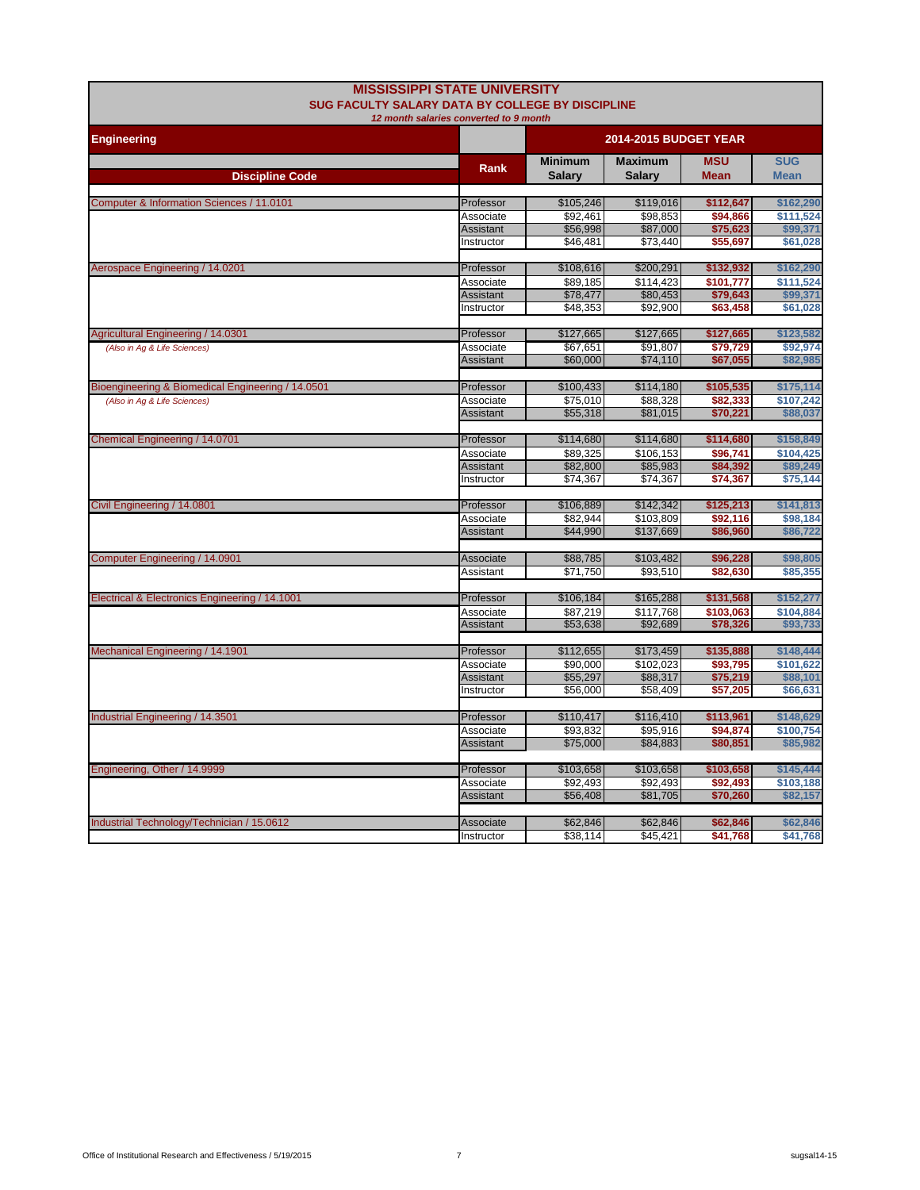# MISSISSIPPI STATE UNIVERSITY
## SUG FACULTY SALARY DATA BY COLLEGE BY DISCIPLINE
*12 month salaries converted to 9 month*

| Engineering | | 2014-2015 BUDGET YEAR | | | |
|---|---|---|---|---|---|
| **Discipline Code** | **Rank** | **Minimum Salary** | **Maximum Salary** | **MSU Mean** | **SUG Mean** |
| Computer & Information Sciences / 11.0101 | Professor | $105,246 | $119,016 | $112,647 | $162,290 |
| | Associate | $92,461 | $98,853 | $94,866 | $111,524 |
| | Assistant | $56,998 | $87,000 | $75,623 | $99,371 |
| | Instructor | $46,481 | $73,440 | $55,697 | $61,028 |
| Aerospace Engineering / 14.0201 | Professor | $108,616 | $200,291 | $132,932 | $162,290 |
| | Associate | $89,185 | $114,423 | $101,777 | $111,524 |
| | Assistant | $78,477 | $80,453 | $79,643 | $99,371 |
| | Instructor | $48,353 | $92,900 | $63,458 | $61,028 |
| Agricultural Engineering / 14.0301 | Professor | $127,665 | $127,665 | $127,665 | $123,582 |
| *(Also in Ag & Life Sciences)* | Associate | $67,651 | $91,807 | $79,729 | $92,974 |
| | Assistant | $60,000 | $74,110 | $67,055 | $82,985 |
| Bioengineering & Biomedical Engineering / 14.0501 | Professor | $100,433 | $114,180 | $105,535 | $175,114 |
| *(Also in Ag & Life Sciences)* | Associate | $75,010 | $88,328 | $82,333 | $107,242 |
| | Assistant | $55,318 | $81,015 | $70,221 | $88,037 |
| Chemical Engineering / 14.0701 | Professor | $114,680 | $114,680 | $114,680 | $158,849 |
| | Associate | $89,325 | $106,153 | $96,741 | $104,425 |
| | Assistant | $82,800 | $85,983 | $84,392 | $89,249 |
| | Instructor | $74,367 | $74,367 | $74,367 | $75,144 |
| Civil Engineering / 14.0801 | Professor | $106,889 | $142,342 | $125,213 | $141,813 |
| | Associate | $82,944 | $103,809 | $92,116 | $98,184 |
| | Assistant | $44,990 | $137,669 | $86,960 | $86,722 |
| Computer Engineering / 14.0901 | Associate | $88,785 | $103,482 | $96,228 | $98,805 |
| | Assistant | $71,750 | $93,510 | $82,630 | $85,355 |
| Electrical & Electronics Engineering / 14.1001 | Professor | $106,184 | $165,288 | $131,568 | $152,277 |
| | Associate | $87,219 | $117,768 | $103,063 | $104,884 |
| | Assistant | $53,638 | $92,689 | $78,326 | $93,733 |
| Mechanical Engineering / 14.1901 | Professor | $112,655 | $173,459 | $135,888 | $148,444 |
| | Associate | $90,000 | $102,023 | $93,795 | $101,622 |
| | Assistant | $55,297 | $88,317 | $75,219 | $88,101 |
| | Instructor | $56,000 | $58,409 | $57,205 | $66,631 |
| Industrial Engineering / 14.3501 | Professor | $110,417 | $116,410 | $113,961 | $148,629 |
| | Associate | $93,832 | $95,916 | $94,874 | $100,754 |
| | Assistant | $75,000 | $84,883 | $80,851 | $85,982 |
| Engineering, Other / 14.9999 | Professor | $103,658 | $103,658 | $103,658 | $145,444 |
| | Associate | $92,493 | $92,493 | $92,493 | $103,188 |
| | Assistant | $56,408 | $81,705 | $70,260 | $82,157 |
| Industrial Technology/Technician / 15.0612 | Associate | $62,846 | $62,846 | $62,846 | $62,846 |
| | Instructor | $38,114 | $45,421 | $41,768 | $41,768 |

Office of Institutional Research and Effectiveness / 5/19/2015 sugsal14-15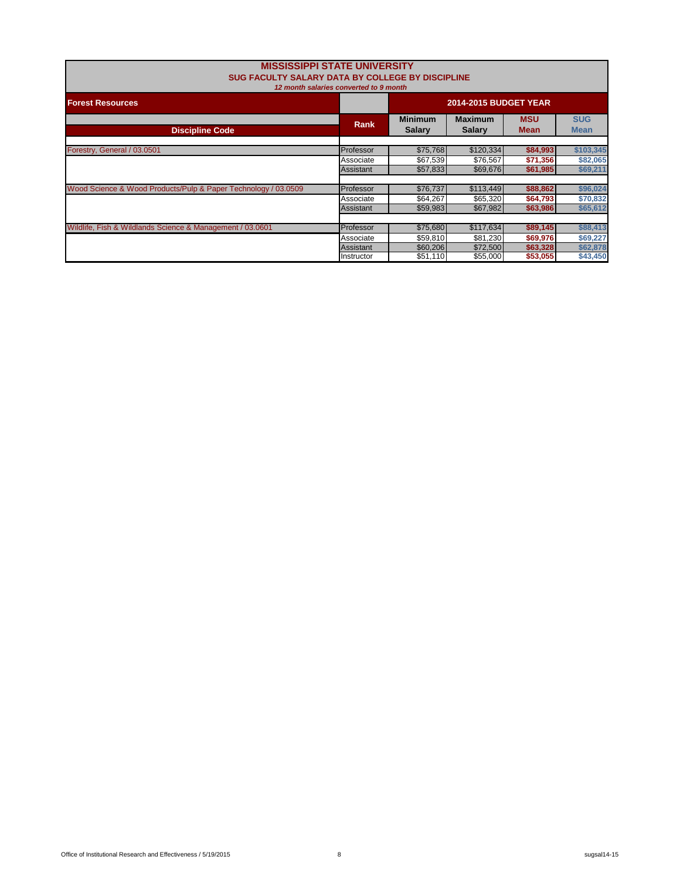# MISSISSIPPI STATE UNIVERSITY

## SUG FACULTY SALARY DATA BY COLLEGE BY DISCIPLINE

*12 month salaries converted to 9 month*

| Forest Resources | | 2014-2015 BUDGET YEAR | | | |
|---|---|---|---|---|---|
| **Discipline Code** | **Rank** | **Minimum Salary** | **Maximum Salary** | **MSU Mean** | **SUG Mean** |
| Forestry, General / 03.0501 | Professor | $75,768 | $120,334 | **$84,993** | **$103,345** |
| | Associate | $67,539 | $76,567 | **$71,356** | **$82,065** |
| | Assistant | $57,833 | $69,676 | **$61,985** | **$69,211** |
| Wood Science & Wood Products/Pulp & Paper Technology / 03.0509 | Professor | $76,737 | $113,449 | **$88,862** | **$96,024** |
| | Associate | $64,267 | $65,320 | **$64,793** | **$70,832** |
| | Assistant | $59,983 | $67,982 | **$63,986** | **$65,612** |
| Wildlife, Fish & Wildlands Science & Management / 03.0601 | Professor | $75,680 | $117,634 | **$89,145** | **$88,413** |
| | Associate | $59,810 | $81,230 | **$69,976** | **$69,227** |
| | Assistant | $60,206 | $72,500 | **$63,328** | **$62,878** |
| | Instructor | $51,110 | $55,000 | **$53,055** | **$43,450** |

Office of Institutional Research and Effectiveness / 5/19/2015

sugsal14-15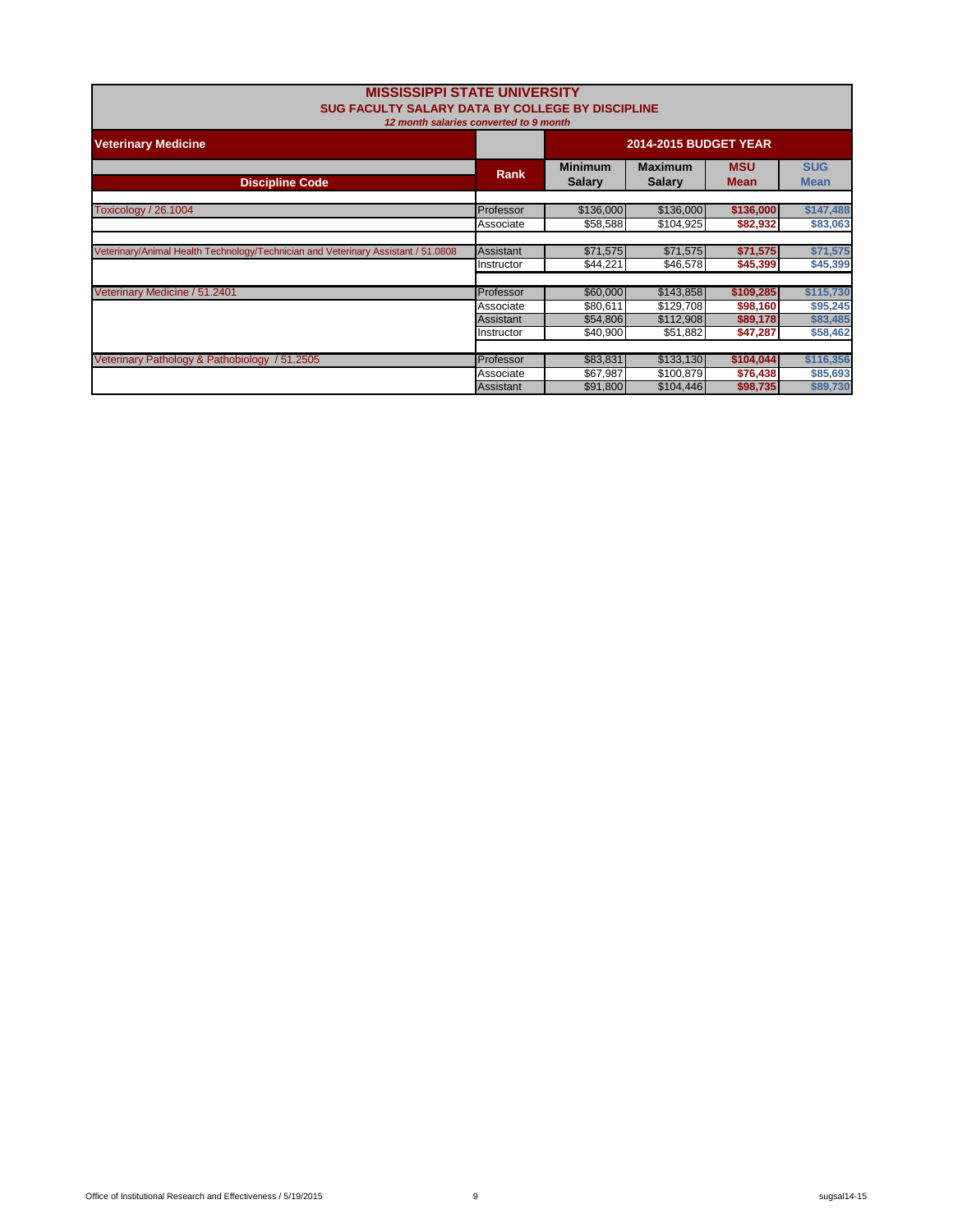# MISSISSIPPI STATE UNIVERSITY

## SUG FACULTY SALARY DATA BY COLLEGE BY DISCIPLINE

*12 month salaries converted to 9 month*

| Veterinary Medicine | | 2014-2015 BUDGET YEAR | | | |
|---|---|---|---|---|---|
| Discipline Code | Rank | Minimum Salary | Maximum Salary | MSU Mean | SUG Mean |
| Toxicology / 26.1004 | Professor | $136,000 | $136,000 | $136,000 | $147,488 |
| | Associate | $58,588 | $104,925 | $82,932 | $83,063 |
| Veterinary/Animal Health Technology/Technician and Veterinary Assistant / 51.0808 | Assistant | $71,575 | $71,575 | $71,575 | $71,575 |
| | Instructor | $44,221 | $46,578 | $45,399 | $45,399 |
| Veterinary Medicine / 51.2401 | Professor | $60,000 | $143,858 | $109,285 | $115,730 |
| | Associate | $80,611 | $129,708 | $98,160 | $95,245 |
| | Assistant | $54,806 | $112,908 | $89,178 | $83,485 |
| | Instructor | $40,900 | $51,882 | $47,287 | $58,462 |
| Veterinary Pathology & Pathobiology / 51.2505 | Professor | $83,831 | $133,130 | $104,044 | $116,356 |
| | Associate | $67,987 | $100,879 | $76,438 | $85,693 |
| | Assistant | $91,800 | $104,446 | $98,735 | $89,730 |

Office of Institutional Research and Effectiveness / 5/19/2015 sugsal14-15